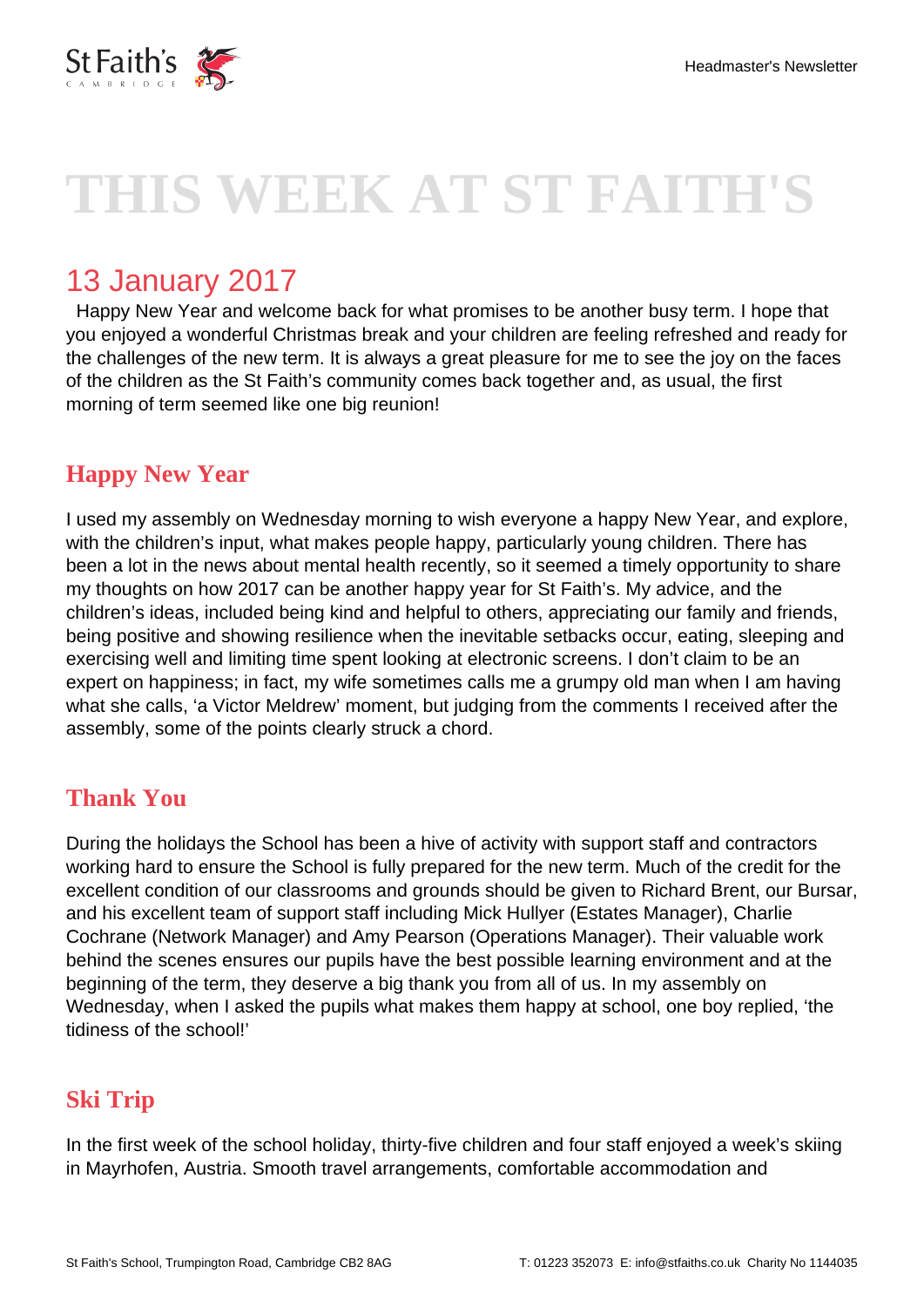# THIS WEEK AT ST FAITH'S

## 13 January 2017

Happy New Year and welcome back for what promises to be another busy term. I hope that you enjoyed a wonderful Christmas break and your children are feeling refreshed and ready for the challenges of the new term. It is always a great pleasure for me to see the joy on the faces of the children as the St Faith's community comes back together and, as usual, the first morning of term seemed like one big reunion!

### Happy New Year

I used my assembly on Wednesday morning to wish everyone a happy New Year, and explore, with the children's input, what makes people happy, particularly young children. There has been a lot in the news about mental health recently, so it seemed a timely opportunity to share my thoughts on how 2017 can be another happy year for St Faith's. My advice, and the children's ideas, included being kind and helpful to others, appreciating our family and friends, being positive and showing resilience when the inevitable setbacks occur, eating, sleeping and exercising well and limiting time spent looking at electronic screens. I don't claim to be an expert on happiness; in fact, my wife sometimes calls me a grumpy old man when I am having what she calls, 'a Victor Meldrew' moment, but judging from the comments I received after the assembly, some of the points clearly struck a chord.

### Thank You

During the holidays the School has been a hive of activity with support staff and contractors working hard to ensure the School is fully prepared for the new term. Much of the credit for the excellent condition of our classrooms and grounds should be given to Richard Brent, our Bursar, and his excellent team of support staff including Mick Hullyer (Estates Manager), Charlie Cochrane (Network Manager) and Amy Pearson (Operations Manager). Their valuable work behind the scenes ensures our pupils have the best possible learning environment and at the beginning of the term, they deserve a big thank you from all of us. In my assembly on Wednesday, when I asked the pupils what makes them happy at school, one boy replied, 'the tidiness of the school!'

### Ski Trip

In the first week of the school holiday, thirty-five children and four staff enjoyed a week's skiing in Mayrhofen, Austria. Smooth travel arrangements, comfortable accommodation and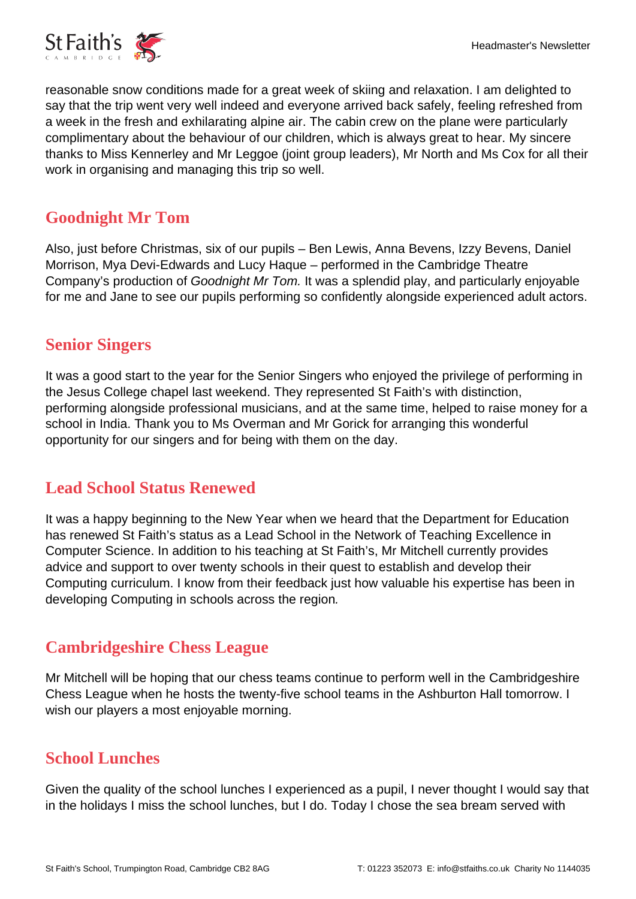reasonable snow conditions made for a great week of skiing and relaxation. I am delighted to say that the trip went very well indeed and everyone arrived back safely, feeling refreshed from a week in the fresh and exhilarating alpine air. The cabin crew on the plane were particularly complimentary about the behaviour of our children, which is always great to hear. My sincere thanks to Miss Kennerley and Mr Leggoe (joint group leaders), Mr North and Ms Cox for all their work in organising and managing this trip so well.

## Goodnight Mr Tom

Also, just before Christmas, six of our pupils – Ben Lewis, Anna Bevens, Izzy Bevens, Daniel Morrison, Mya Devi-Edwards and Lucy Haque – performed in the Cambridge Theatre Company's production of *Goodnight Mr Tom.* It was a splendid play, and particularly enjoyable for me and Jane to see our pupils performing so confidently alongside experienced adult actors.

## Senior Singers

It was a good start to the year for the Senior Singers who enjoyed the privilege of performing in the Jesus College chapel last weekend. They represented St Faith's with distinction, performing alongside professional musicians, and at the same time, helped to raise money for a school in India. Thank you to Ms Overman and Mr Gorick for arranging this wonderful opportunity for our singers and for being with them on the day.

## Lead School Status Renewed

It was a happy beginning to the New Year when we heard that the Department for Education has renewed St Faith's status as a Lead School in the Network of Teaching Excellence in Computer Science. In addition to his teaching at St Faith's, Mr Mitchell currently provides advice and support to over twenty schools in their quest to establish and develop their Computing curriculum. I know from their feedback just how valuable his expertise has been in developing Computing in schools across the region.

## Cambridgeshire Chess League

Mr Mitchell will be hoping that our chess teams continue to perform well in the Cambridgeshire Chess League when he hosts the twenty-five school teams in the Ashburton Hall tomorrow. I wish our players a most enjoyable morning.

## School Lunches

Given the quality of the school lunches I experienced as a pupil, I never thought I would say that in the holidays I miss the school lunches, but I do. Today I chose the sea bream served with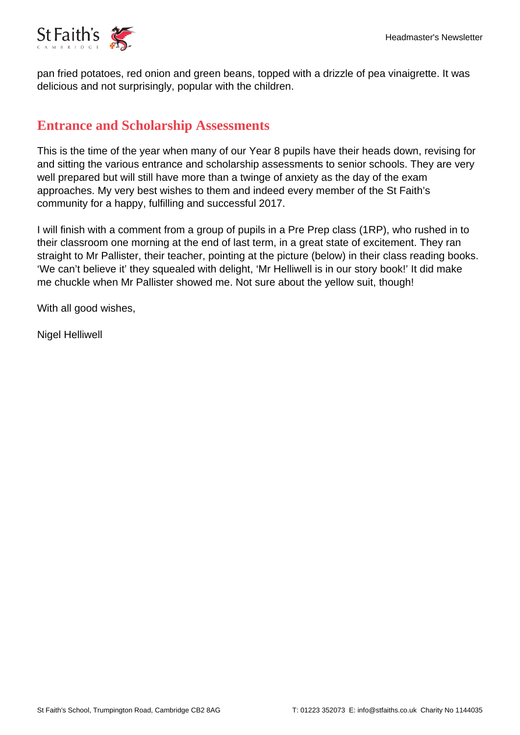pan fried potatoes, red onion and green beans, topped with a drizzle of pea vinaigrette. It was delicious and not surprisingly, popular with the children.

## Entrance and Scholarship Assessments

This is the time of the year when many of our Year 8 pupils have their heads down, revising for and sitting the various entrance and scholarship assessments to senior schools. They are very well prepared but will still have more than a twinge of anxiety as the day of the exam approaches. My very best wishes to them and indeed every member of the St Faith's community for a happy, fulfilling and successful 2017.

I will finish with a comment from a group of pupils in a Pre Prep class (1RP), who rushed in to their classroom one morning at the end of last term, in a great state of excitement. They ran straight to Mr Pallister, their teacher, pointing at the picture (below) in their class reading books. 'We can't believe it' they squealed with delight, 'Mr Helliwell is in our story book!' It did make me chuckle when Mr Pallister showed me. Not sure about the yellow suit, though!

With all good wishes,

Nigel Helliwell